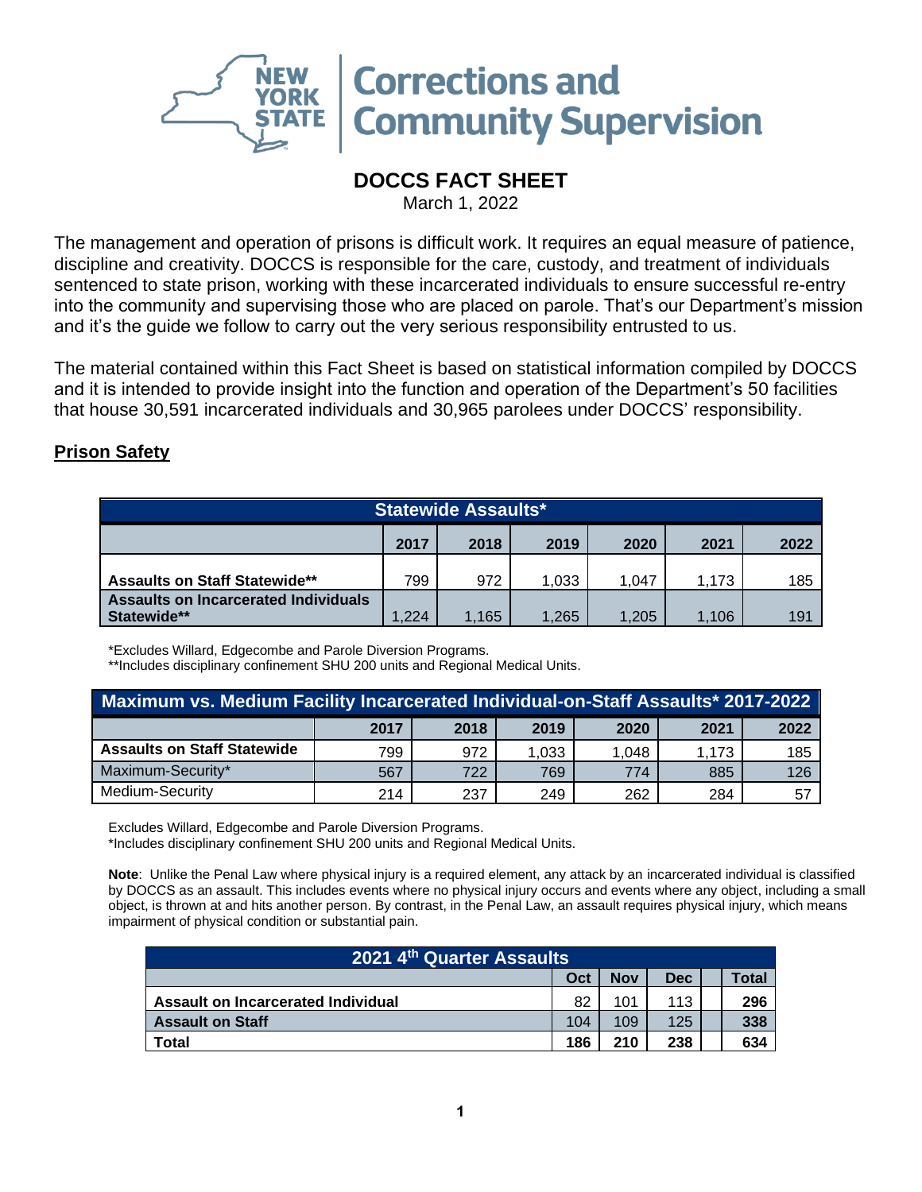New York State Corrections and Community Supervision

# DOCCS FACT SHEET

March 1, 2022

The management and operation of prisons is difficult work. It requires an equal measure of patience, discipline and creativity. DOCCS is responsible for the care, custody, and treatment of individuals sentenced to state prison, working with these incarcerated individuals to ensure successful re-entry into the community and supervising those who are placed on parole. That's our Department's mission and it's the guide we follow to carry out the very serious responsibility entrusted to us.

The material contained within this Fact Sheet is based on statistical information compiled by DOCCS and it is intended to provide insight into the function and operation of the Department's 50 facilities that house 30,591 incarcerated individuals and 30,965 parolees under DOCCS' responsibility.

## Prison Safety

| Statewide Assaults* | | | | | | |
|---|---|---|---|---|---|---|
| | 2017 | 2018 | 2019 | 2020 | 2021 | 2022 |
| **Assaults on Staff Statewide**** | 799 | 972 | 1,033 | 1,047 | 1,173 | 185 |
| **Assaults on Incarcerated Individuals Statewide**** | 1,224 | 1,165 | 1,265 | 1,205 | 1,106 | 191 |

*Excludes Willard, Edgecombe and Parole Diversion Programs.
**Includes disciplinary confinement SHU 200 units and Regional Medical Units.

| Maximum vs. Medium Facility Incarcerated Individual-on-Staff Assaults* 2017-2022 | | | | | | |
|---|---|---|---|---|---|---|
| | 2017 | 2018 | 2019 | 2020 | 2021 | 2022 |
| **Assaults on Staff Statewide** | 799 | 972 | 1,033 | 1,048 | 1,173 | 185 |
| Maximum-Security* | 567 | 722 | 769 | 774 | 885 | 126 |
| Medium-Security | 214 | 237 | 249 | 262 | 284 | 57 |

Excludes Willard, Edgecombe and Parole Diversion Programs.
*Includes disciplinary confinement SHU 200 units and Regional Medical Units.

**Note**: Unlike the Penal Law where physical injury is a required element, any attack by an incarcerated individual is classified by DOCCS as an assault. This includes events where no physical injury occurs and events where any object, including a small object, is thrown at and hits another person. By contrast, in the Penal Law, an assault requires physical injury, which means impairment of physical condition or substantial pain.

| 2021 4th Quarter Assaults | | | | |
|---|---|---|---|---|
| | Oct | Nov | Dec | Total |
| **Assault on Incarcerated Individual** | 82 | 101 | 113 | **296** |
| **Assault on Staff** | 104 | 109 | 125 | **338** |
| **Total** | **186** | **210** | **238** | **634** |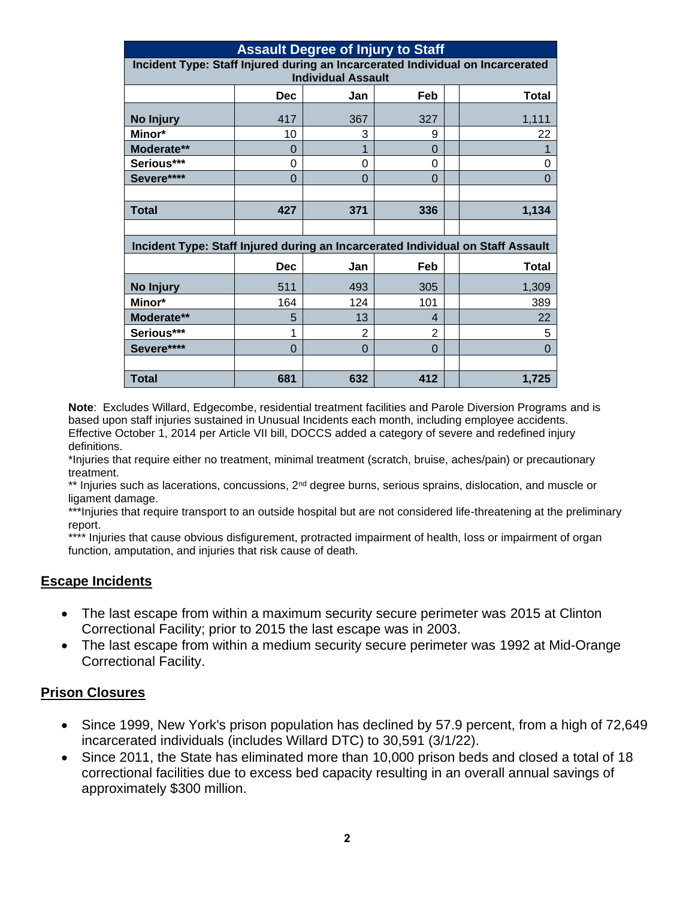| Assault Degree of Injury to Staff | | | | | |
|---|---|---|---|---|---|
| **Incident Type: Staff Injured during an Incarcerated Individual on Incarcerated Individual Assault** | | | | | |
| | **Dec** | **Jan** | **Feb** | | **Total** |
| **No Injury** | 417 | 367 | 327 | | 1,111 |
| **Minor*** | 10 | 3 | 9 | | 22 |
| **Moderate**** | 0 | 1 | 0 | | 1 |
| **Serious***** | 0 | 0 | 0 | | 0 |
| **Severe****** | 0 | 0 | 0 | | 0 |
| | | | | | |
| **Total** | **427** | **371** | **336** | | **1,134** |
| | | | | | |
| **Incident Type: Staff Injured during an Incarcerated Individual on Staff Assault** | | | | | |
| | **Dec** | **Jan** | **Feb** | | **Total** |
| **No Injury** | 511 | 493 | 305 | | 1,309 |
| **Minor*** | 164 | 124 | 101 | | 389 |
| **Moderate**** | 5 | 13 | 4 | | 22 |
| **Serious***** | 1 | 2 | 2 | | 5 |
| **Severe****** | 0 | 0 | 0 | | 0 |
| | | | | | |
| **Total** | **681** | **632** | **412** | | **1,725** |

**Note**: Excludes Willard, Edgecombe, residential treatment facilities and Parole Diversion Programs and is based upon staff injuries sustained in Unusual Incidents each month, including employee accidents. Effective October 1, 2014 per Article VII bill, DOCCS added a category of severe and redefined injury definitions.

*Injuries that require either no treatment, minimal treatment (scratch, bruise, aches/pain) or precautionary treatment.

** Injuries such as lacerations, concussions, 2nd degree burns, serious sprains, dislocation, and muscle or ligament damage.

***Injuries that require transport to an outside hospital but are not considered life-threatening at the preliminary report.

**** Injuries that cause obvious disfigurement, protracted impairment of health, loss or impairment of organ function, amputation, and injuries that risk cause of death.

## Escape Incidents

- The last escape from within a maximum security secure perimeter was 2015 at Clinton Correctional Facility; prior to 2015 the last escape was in 2003.
- The last escape from within a medium security secure perimeter was 1992 at Mid-Orange Correctional Facility.

## Prison Closures

- Since 1999, New York's prison population has declined by 57.9 percent, from a high of 72,649 incarcerated individuals (includes Willard DTC) to 30,591 (3/1/22).
- Since 2011, the State has eliminated more than 10,000 prison beds and closed a total of 18 correctional facilities due to excess bed capacity resulting in an overall annual savings of approximately $300 million.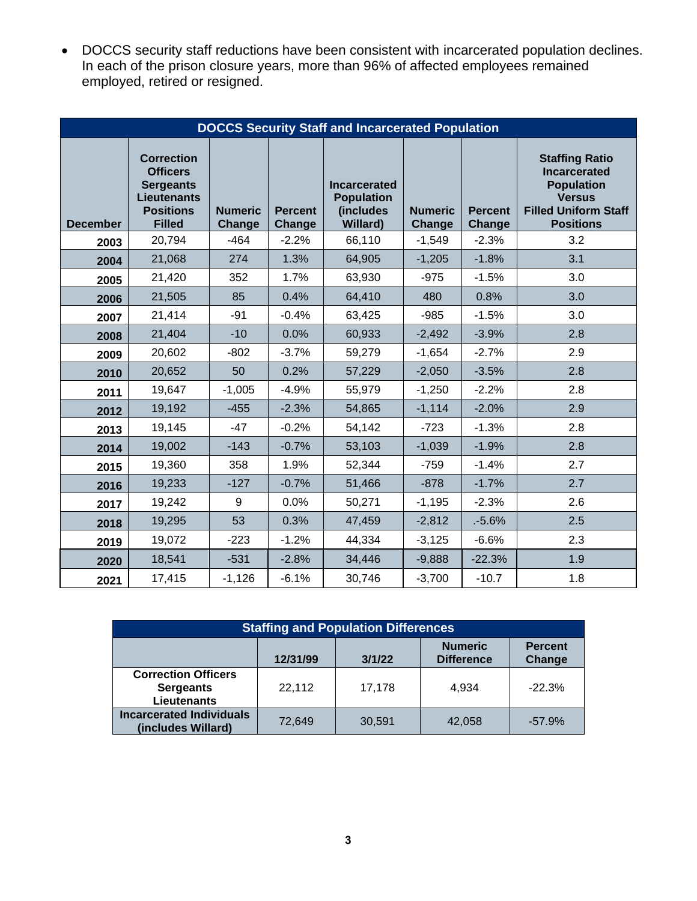- DOCCS security staff reductions have been consistent with incarcerated population declines. In each of the prison closure years, more than 96% of affected employees remained employed, retired or resigned.

| DOCCS Security Staff and Incarcerated Population | | | | | | | |
|---|---|---|---|---|---|---|---|
| **December** | **Correction Officers Sergeants Lieutenants Positions Filled** | **Numeric Change** | **Percent Change** | **Incarcerated Population (includes Willard)** | **Numeric Change** | **Percent Change** | **Staffing Ratio Incarcerated Population Versus Filled Uniform Staff Positions** |
| **2003** | 20,794 | -464 | -2.2% | 66,110 | -1,549 | -2.3% | 3.2 |
| **2004** | 21,068 | 274 | 1.3% | 64,905 | -1,205 | -1.8% | 3.1 |
| **2005** | 21,420 | 352 | 1.7% | 63,930 | -975 | -1.5% | 3.0 |
| **2006** | 21,505 | 85 | 0.4% | 64,410 | 480 | 0.8% | 3.0 |
| **2007** | 21,414 | -91 | -0.4% | 63,425 | -985 | -1.5% | 3.0 |
| **2008** | 21,404 | -10 | 0.0% | 60,933 | -2,492 | -3.9% | 2.8 |
| **2009** | 20,602 | -802 | -3.7% | 59,279 | -1,654 | -2.7% | 2.9 |
| **2010** | 20,652 | 50 | 0.2% | 57,229 | -2,050 | -3.5% | 2.8 |
| **2011** | 19,647 | -1,005 | -4.9% | 55,979 | -1,250 | -2.2% | 2.8 |
| **2012** | 19,192 | -455 | -2.3% | 54,865 | -1,114 | -2.0% | 2.9 |
| **2013** | 19,145 | -47 | -0.2% | 54,142 | -723 | -1.3% | 2.8 |
| **2014** | 19,002 | -143 | -0.7% | 53,103 | -1,039 | -1.9% | 2.8 |
| **2015** | 19,360 | 358 | 1.9% | 52,344 | -759 | -1.4% | 2.7 |
| **2016** | 19,233 | -127 | -0.7% | 51,466 | -878 | -1.7% | 2.7 |
| **2017** | 19,242 | 9 | 0.0% | 50,271 | -1,195 | -2.3% | 2.6 |
| **2018** | 19,295 | 53 | 0.3% | 47,459 | -2,812 | .-5.6% | 2.5 |
| **2019** | 19,072 | -223 | -1.2% | 44,334 | -3,125 | -6.6% | 2.3 |
| **2020** | 18,541 | -531 | -2.8% | 34,446 | -9,888 | -22.3% | 1.9 |
| **2021** | 17,415 | -1,126 | -6.1% | 30,746 | -3,700 | -10.7 | 1.8 |

| Staffing and Population Differences | | | | |
|---|---|---|---|---|
| | **12/31/99** | **3/1/22** | **Numeric Difference** | **Percent Change** |
| **Correction Officers Sergeants Lieutenants** | 22,112 | 17,178 | 4,934 | -22.3% |
| **Incarcerated Individuals (includes Willard)** | 72,649 | 30,591 | 42,058 | -57.9% |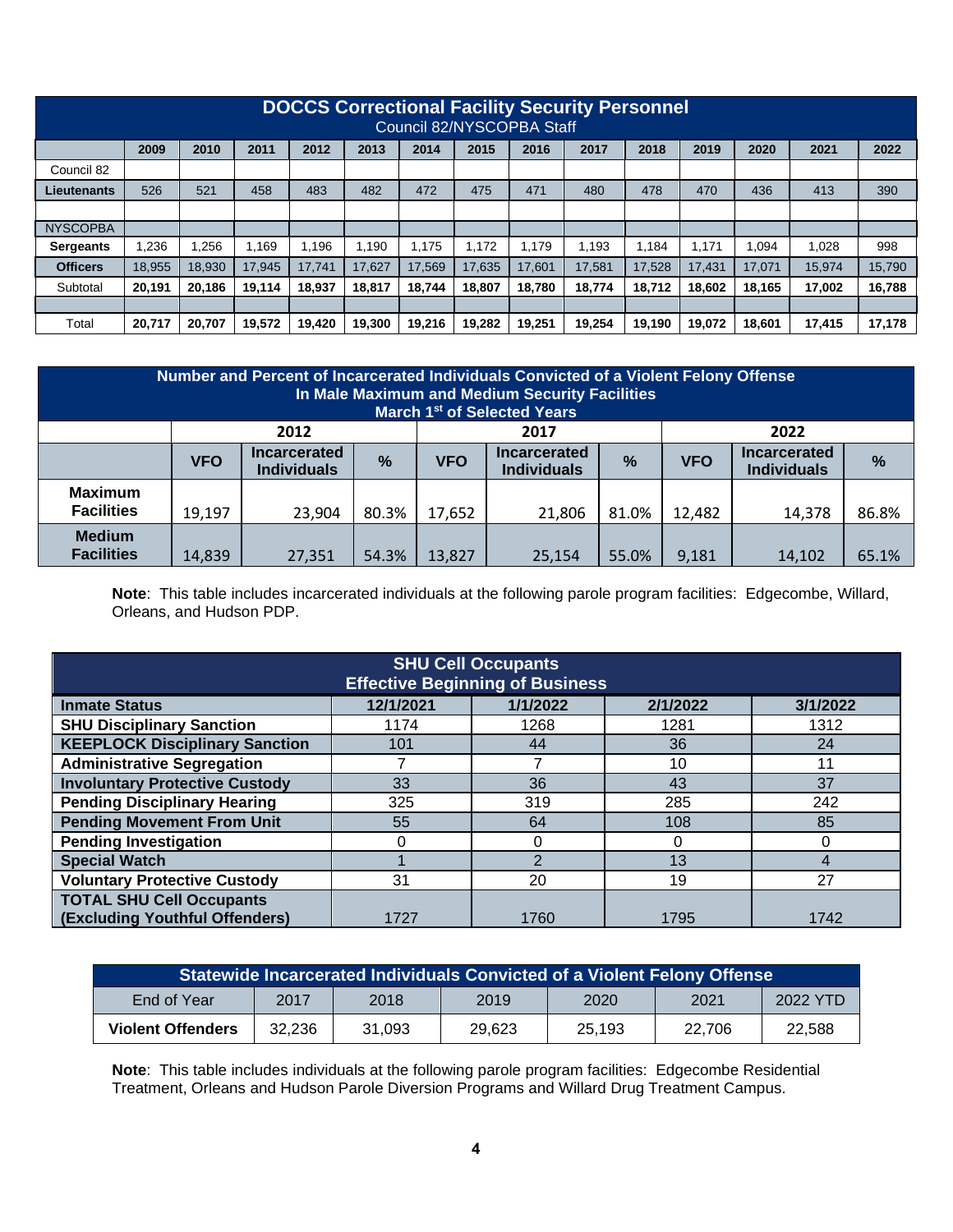| DOCCS Correctional Facility Security Personnel Council 82/NYSCOPBA Staff | | | | | | | | | | | | | | |
|---|---|---|---|---|---|---|---|---|---|---|---|---|---|---|
| | 2009 | 2010 | 2011 | 2012 | 2013 | 2014 | 2015 | 2016 | 2017 | 2018 | 2019 | 2020 | 2021 | 2022 |
| Council 82 | | | | | | | | | | | | | | |
| **Lieutenants** | 526 | 521 | 458 | 483 | 482 | 472 | 475 | 471 | 480 | 478 | 470 | 436 | 413 | 390 |
| | | | | | | | | | | | | | | |
| NYSCOPBA | | | | | | | | | | | | | | |
| **Sergeants** | 1,236 | 1,256 | 1,169 | 1,196 | 1,190 | 1,175 | 1,172 | 1,179 | 1,193 | 1,184 | 1,171 | 1,094 | 1,028 | 998 |
| **Officers** | 18,955 | 18,930 | 17,945 | 17,741 | 17,627 | 17,569 | 17,635 | 17,601 | 17,581 | 17,528 | 17,431 | 17,071 | 15,974 | 15,790 |
| Subtotal | **20,191** | **20,186** | **19,114** | **18,937** | **18,817** | **18,744** | **18,807** | **18,780** | **18,774** | **18,712** | **18,602** | **18,165** | **17,002** | **16,788** |
| | | | | | | | | | | | | | | |
| Total | **20,717** | **20,707** | **19,572** | **19,420** | **19,300** | **19,216** | **19,282** | **19,251** | **19,254** | **19,190** | **19,072** | **18,601** | **17,415** | **17,178** |

| Number and Percent of Incarcerated Individuals Convicted of a Violent Felony Offense In Male Maximum and Medium Security Facilities March 1st of Selected Years | | | | | | | | | |
|---|---|---|---|---|---|---|---|---|---|
| | 2012 | | | 2017 | | | 2022 | | |
| | **VFO** | **Incarcerated Individuals** | **%** | **VFO** | **Incarcerated Individuals** | **%** | **VFO** | **Incarcerated Individuals** | **%** |
| **Maximum Facilities** | 19,197 | 23,904 | 80.3% | 17,652 | 21,806 | 81.0% | 12,482 | 14,378 | 86.8% |
| **Medium Facilities** | 14,839 | 27,351 | 54.3% | 13,827 | 25,154 | 55.0% | 9,181 | 14,102 | 65.1% |

**Note**: This table includes incarcerated individuals at the following parole program facilities: Edgecombe, Willard, Orleans, and Hudson PDP.

| SHU Cell Occupants Effective Beginning of Business | | | | |
|---|---|---|---|---|
| **Inmate Status** | **12/1/2021** | **1/1/2022** | **2/1/2022** | **3/1/2022** |
| **SHU Disciplinary Sanction** | 1174 | 1268 | 1281 | 1312 |
| **KEEPLOCK Disciplinary Sanction** | 101 | 44 | 36 | 24 |
| **Administrative Segregation** | 7 | 7 | 10 | 11 |
| **Involuntary Protective Custody** | 33 | 36 | 43 | 37 |
| **Pending Disciplinary Hearing** | 325 | 319 | 285 | 242 |
| **Pending Movement From Unit** | 55 | 64 | 108 | 85 |
| **Pending Investigation** | 0 | 0 | 0 | 0 |
| **Special Watch** | 1 | 2 | 13 | 4 |
| **Voluntary Protective Custody** | 31 | 20 | 19 | 27 |
| **TOTAL SHU Cell Occupants (Excluding Youthful Offenders)** | 1727 | 1760 | 1795 | 1742 |

| Statewide Incarcerated Individuals Convicted of a Violent Felony Offense | | | | | | |
|---|---|---|---|---|---|---|
| End of Year | 2017 | 2018 | 2019 | 2020 | 2021 | 2022 YTD |
| **Violent Offenders** | 32,236 | 31,093 | 29,623 | 25,193 | 22,706 | 22,588 |

**Note**: This table includes individuals at the following parole program facilities: Edgecombe Residential Treatment, Orleans and Hudson Parole Diversion Programs and Willard Drug Treatment Campus.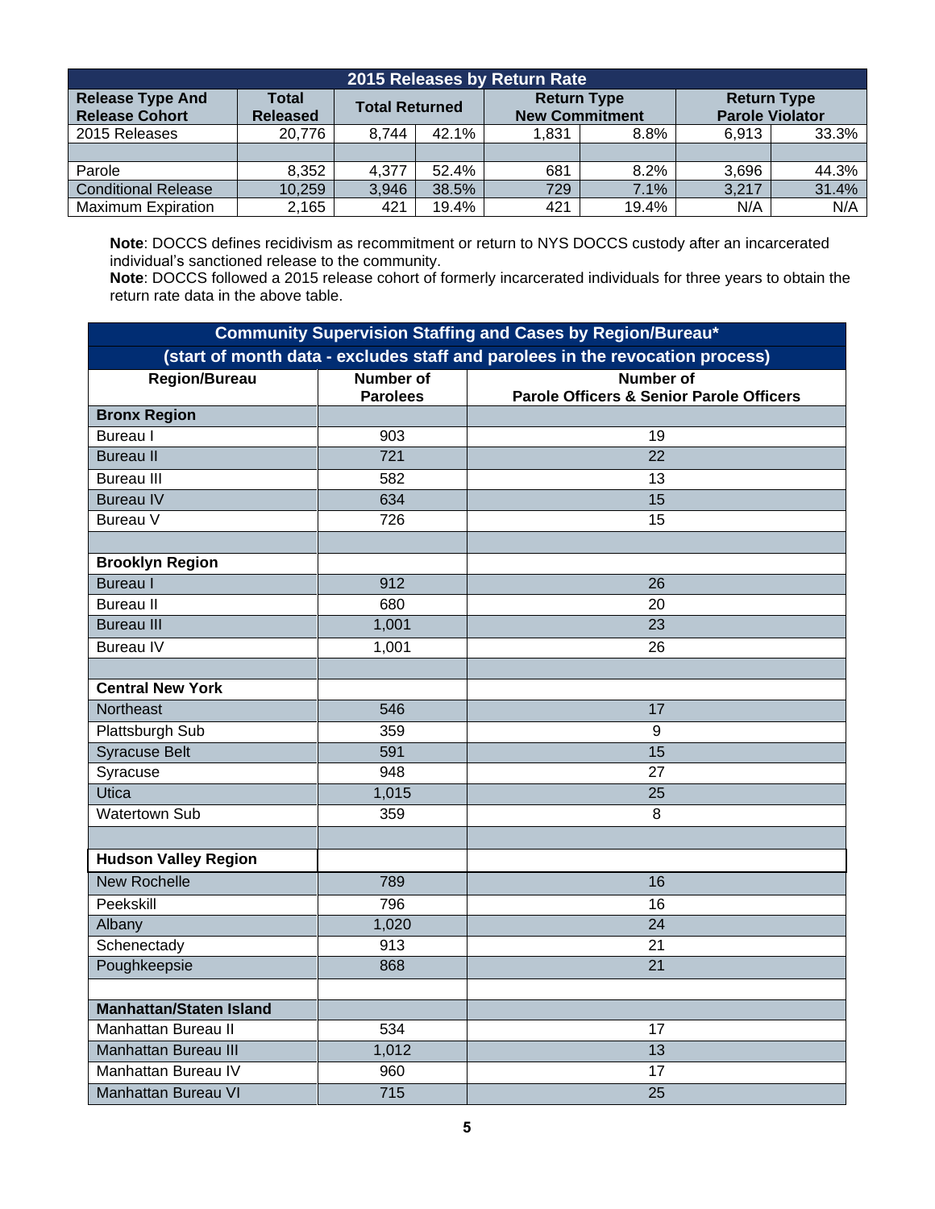| 2015 Releases by Return Rate | | | | | | | |
|---|---|---|---|---|---|---|---|
| Release Type And Release Cohort | Total Released | Total Returned | | Return Type New Commitment | | Return Type Parole Violator | |
| 2015 Releases | 20,776 | 8,744 | 42.1% | 1,831 | 8.8% | 6,913 | 33.3% |
| | | | | | | | |
| Parole | 8,352 | 4,377 | 52.4% | 681 | 8.2% | 3,696 | 44.3% |
| Conditional Release | 10,259 | 3,946 | 38.5% | 729 | 7.1% | 3,217 | 31.4% |
| Maximum Expiration | 2,165 | 421 | 19.4% | 421 | 19.4% | N/A | N/A |

**Note**: DOCCS defines recidivism as recommitment or return to NYS DOCCS custody after an incarcerated individual's sanctioned release to the community.
**Note**: DOCCS followed a 2015 release cohort of formerly incarcerated individuals for three years to obtain the return rate data in the above table.

| Community Supervision Staffing and Cases by Region/Bureau* (start of month data - excludes staff and parolees in the revocation process) | | |
|---|---|---|
| Region/Bureau | Number of Parolees | Number of Parole Officers & Senior Parole Officers |
| **Bronx Region** | | |
| Bureau I | 903 | 19 |
| Bureau II | 721 | 22 |
| Bureau III | 582 | 13 |
| Bureau IV | 634 | 15 |
| Bureau V | 726 | 15 |
| | | |
| **Brooklyn Region** | | |
| Bureau I | 912 | 26 |
| Bureau II | 680 | 20 |
| Bureau III | 1,001 | 23 |
| Bureau IV | 1,001 | 26 |
| | | |
| **Central New York** | | |
| Northeast | 546 | 17 |
| Plattsburgh Sub | 359 | 9 |
| Syracuse Belt | 591 | 15 |
| Syracuse | 948 | 27 |
| Utica | 1,015 | 25 |
| Watertown Sub | 359 | 8 |
| | | |
| **Hudson Valley Region** | | |
| New Rochelle | 789 | 16 |
| Peekskill | 796 | 16 |
| Albany | 1,020 | 24 |
| Schenectady | 913 | 21 |
| Poughkeepsie | 868 | 21 |
| | | |
| **Manhattan/Staten Island** | | |
| Manhattan Bureau II | 534 | 17 |
| Manhattan Bureau III | 1,012 | 13 |
| Manhattan Bureau IV | 960 | 17 |
| Manhattan Bureau VI | 715 | 25 |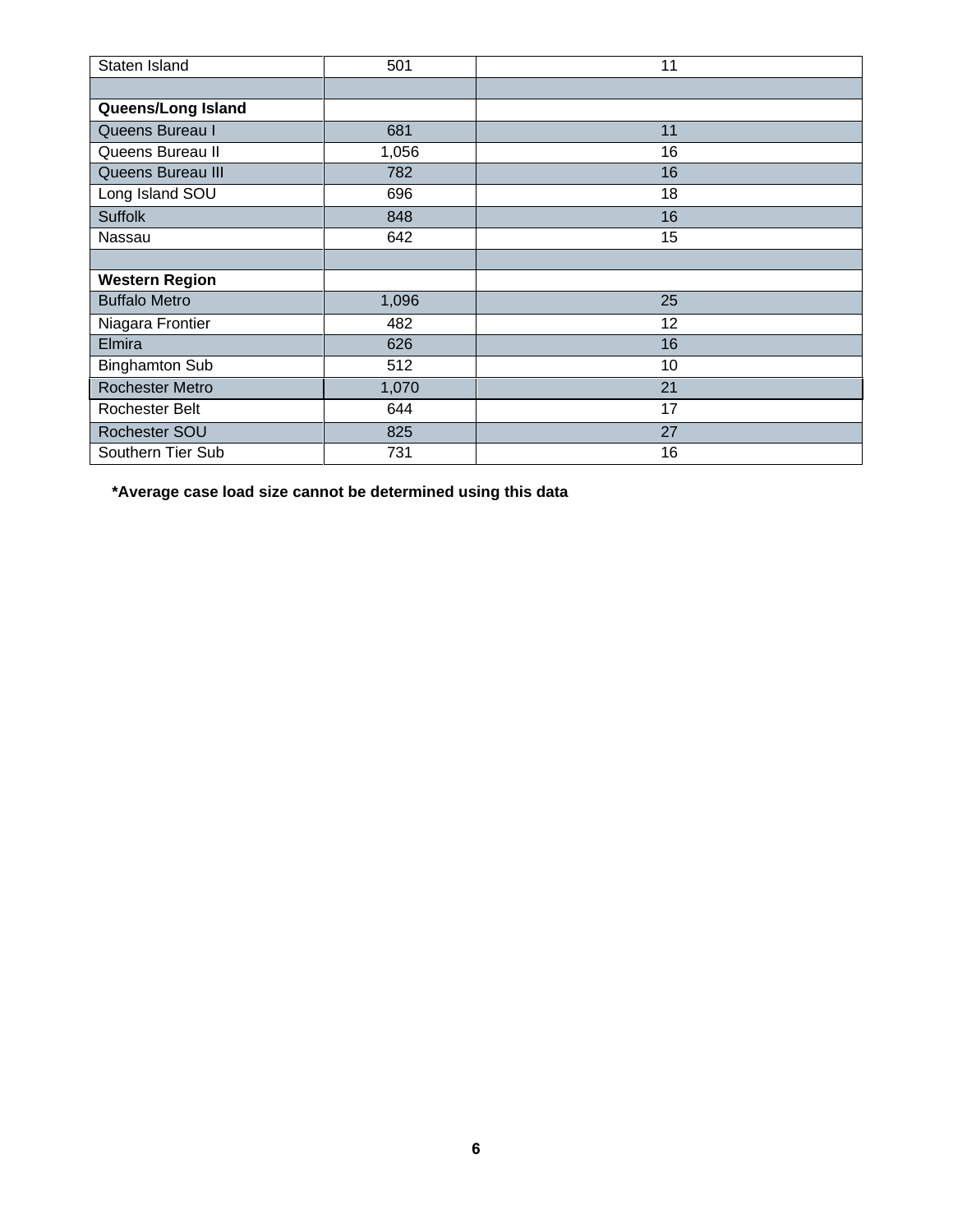| | | |
|---|---|---|
| Staten Island | 501 | 11 |
| | | |
| **Queens/Long Island** | | |
| Queens Bureau I | 681 | 11 |
| Queens Bureau II | 1,056 | 16 |
| Queens Bureau III | 782 | 16 |
| Long Island SOU | 696 | 18 |
| Suffolk | 848 | 16 |
| Nassau | 642 | 15 |
| | | |
| **Western Region** | | |
| Buffalo Metro | 1,096 | 25 |
| Niagara Frontier | 482 | 12 |
| Elmira | 626 | 16 |
| Binghamton Sub | 512 | 10 |
| Rochester Metro | 1,070 | 21 |
| Rochester Belt | 644 | 17 |
| Rochester SOU | 825 | 27 |
| Southern Tier Sub | 731 | 16 |

**\*Average case load size cannot be determined using this data**